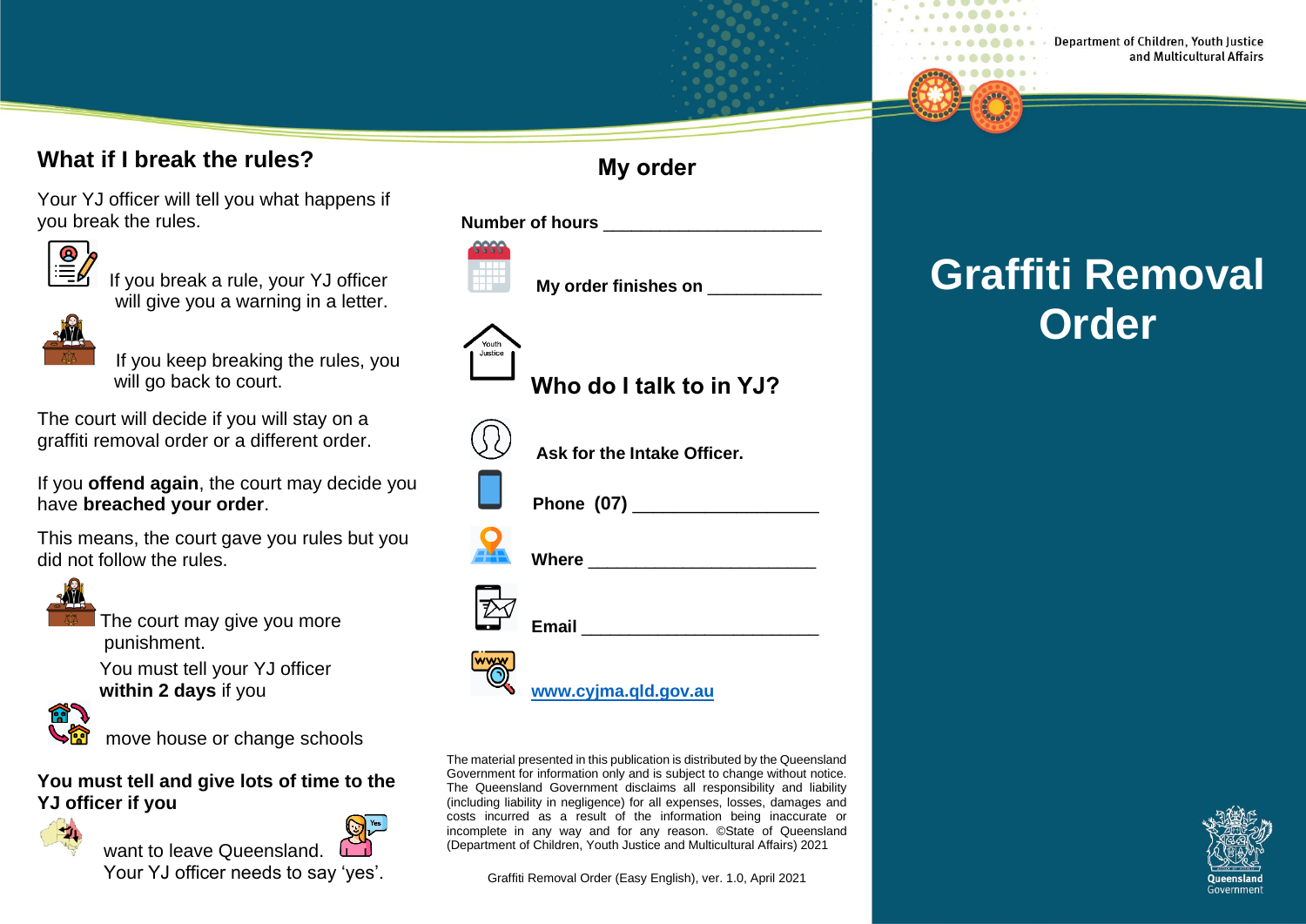## What if I break the rules?

Your YJ officer will tell you what happens if you break the rules.

If you break a rule, your YJ officer will give you a warning in a letter.

If you keep breaking the rules, you will go back to court.

The court will decide if you will stay on a graffiti removal order or a different order.

If you **offend again**, the court may decide you have **breached your order**.

This means, the court gave you rules but you did not follow the rules.

The court may give you more punishment.

You must tell your YJ officer **within 2 days** if you

move house or change schools

**You must tell and give lots of time to the YJ officer if you**

want to leave Queensland. Your YJ officer needs to say 'yes'.

## My order

**Number of hours** ______________________

**My order finishes on** ___________

## Who do I talk to in YJ?

**Ask for the Intake Officer.**

**Phone (07)** ___________________

**Where** _______________________

**Email** _________________________

[www.cyjma.qld.gov.au](http://www.cyjma.qld.gov.au)

The material presented in this publication is distributed by the Queensland Government for information only and is subject to change without notice. The Queensland Government disclaims all responsibility and liability (including liability in negligence) for all expenses, losses, damages and costs incurred as a result of the information being inaccurate or incomplete in any way and for any reason. ©State of Queensland (Department of Children, Youth Justice and Multicultural Affairs) 2021

Graffiti Removal Order (Easy English), ver. 1.0, April 2021

Department of Children, Youth Justice and Multicultural Affairs

# Graffiti Removal Order

Queensland Government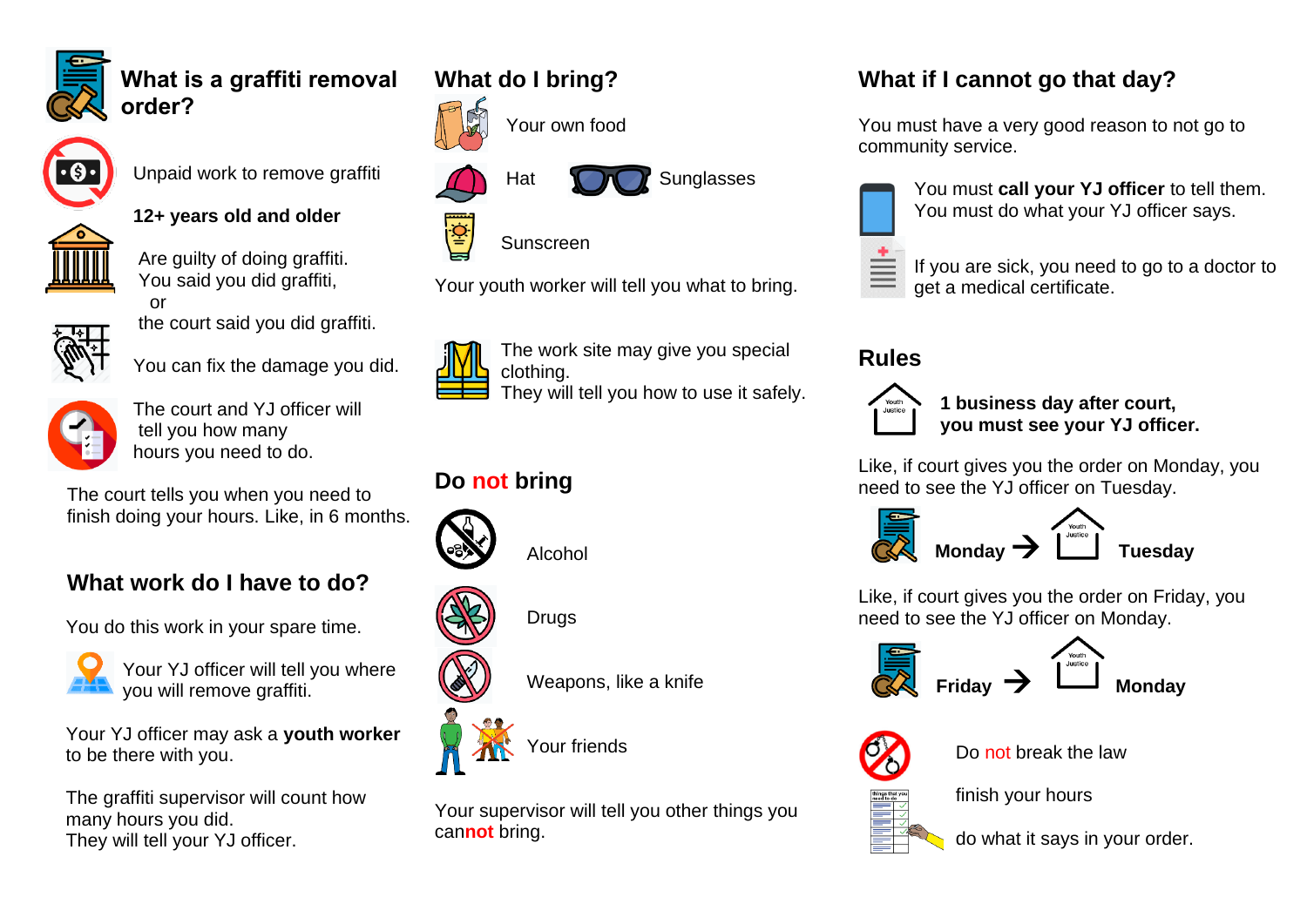## What is a graffiti removal order?

Unpaid work to remove graffiti

**12+ years old and older**

Are guilty of doing graffiti.
You said you did graffiti,
or
the court said you did graffiti.

You can fix the damage you did.

The court and YJ officer will tell you how many hours you need to do.

The court tells you when you need to finish doing your hours. Like, in 6 months.

## What work do I have to do?

You do this work in your spare time.

Your YJ officer will tell you where you will remove graffiti.

Your YJ officer may ask a **youth worker** to be there with you.

The graffiti supervisor will count how many hours you did.
They will tell your YJ officer.

## What do I bring?

Your own food

Hat

Sunglasses

Sunscreen

Your youth worker will tell you what to bring.

The work site may give you special clothing.
They will tell you how to use it safely.

## Do not bring

Alcohol

Drugs

Weapons, like a knife

Your friends

Your supervisor will tell you other things you cannot bring.

## What if I cannot go that day?

You must have a very good reason to not go to community service.

You must **call your YJ officer** to tell them.
You must do what your YJ officer says.

If you are sick, you need to go to a doctor to get a medical certificate.

## Rules

**1 business day after court, you must see your YJ officer.**

Like, if court gives you the order on Monday, you need to see the YJ officer on Tuesday.

**Monday** → **Tuesday**

Like, if court gives you the order on Friday, you need to see the YJ officer on Monday.

**Friday** → **Monday**

Do not break the law

finish your hours

do what it says in your order.